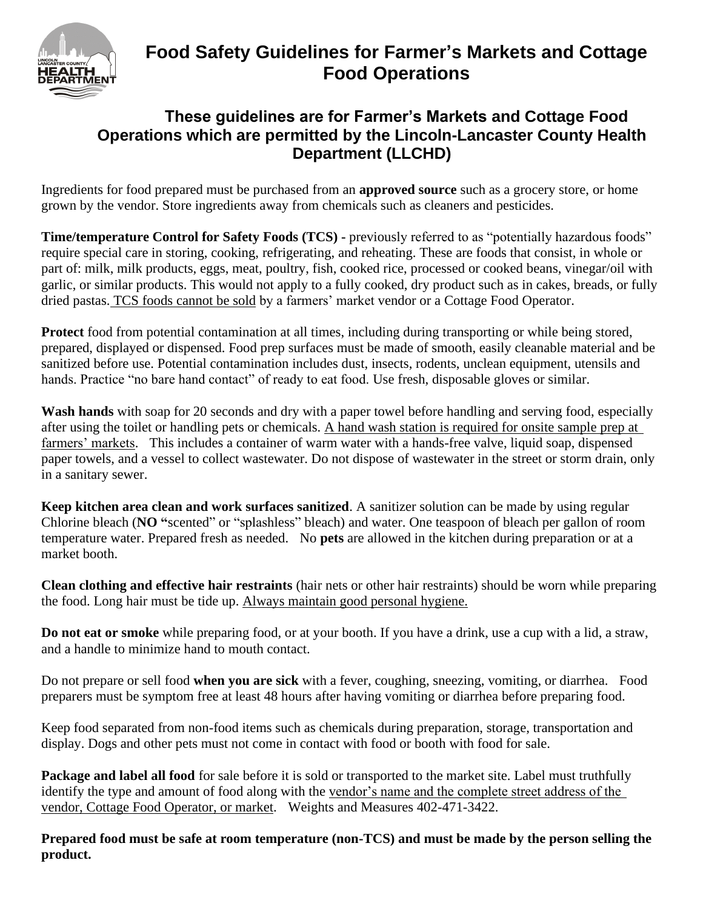# Food Safety Guidelines for Farmer's Markets and Cottage Food Operations

## These guidelines are for Farmer's Markets and Cottage Food Operations which are permitted by the Lincoln-Lancaster County Health Department (LLCHD)

Ingredients for food prepared must be purchased from an **approved source** such as a grocery store, or home grown by the vendor. Store ingredients away from chemicals such as cleaners and pesticides.

**Time/temperature Control for Safety Foods (TCS) -** previously referred to as "potentially hazardous foods" require special care in storing, cooking, refrigerating, and reheating. These are foods that consist, in whole or part of: milk, milk products, eggs, meat, poultry, fish, cooked rice, processed or cooked beans, vinegar/oil with garlic, or similar products. This would not apply to a fully cooked, dry product such as in cakes, breads, or fully dried pastas. TCS foods cannot be sold by a farmers' market vendor or a Cottage Food Operator.

**Protect** food from potential contamination at all times, including during transporting or while being stored, prepared, displayed or dispensed. Food prep surfaces must be made of smooth, easily cleanable material and be sanitized before use. Potential contamination includes dust, insects, rodents, unclean equipment, utensils and hands. Practice "no bare hand contact" of ready to eat food. Use fresh, disposable gloves or similar.

**Wash hands** with soap for 20 seconds and dry with a paper towel before handling and serving food, especially after using the toilet or handling pets or chemicals. A hand wash station is required for onsite sample prep at farmers' markets. This includes a container of warm water with a hands-free valve, liquid soap, dispensed paper towels, and a vessel to collect wastewater. Do not dispose of wastewater in the street or storm drain, only in a sanitary sewer.

**Keep kitchen area clean and work surfaces sanitized**. A sanitizer solution can be made by using regular Chlorine bleach (**NO "**scented" or "splashless" bleach) and water. One teaspoon of bleach per gallon of room temperature water. Prepared fresh as needed. No **pets** are allowed in the kitchen during preparation or at a market booth.

**Clean clothing and effective hair restraints** (hair nets or other hair restraints) should be worn while preparing the food. Long hair must be tide up. Always maintain good personal hygiene.

**Do not eat or smoke** while preparing food, or at your booth. If you have a drink, use a cup with a lid, a straw, and a handle to minimize hand to mouth contact.

Do not prepare or sell food **when you are sick** with a fever, coughing, sneezing, vomiting, or diarrhea. Food preparers must be symptom free at least 48 hours after having vomiting or diarrhea before preparing food.

Keep food separated from non-food items such as chemicals during preparation, storage, transportation and display. Dogs and other pets must not come in contact with food or booth with food for sale.

**Package and label all food** for sale before it is sold or transported to the market site. Label must truthfully identify the type and amount of food along with the vendor's name and the complete street address of the vendor, Cottage Food Operator, or market. Weights and Measures 402-471-3422.

**Prepared food must be safe at room temperature (non-TCS) and must be made by the person selling the product.**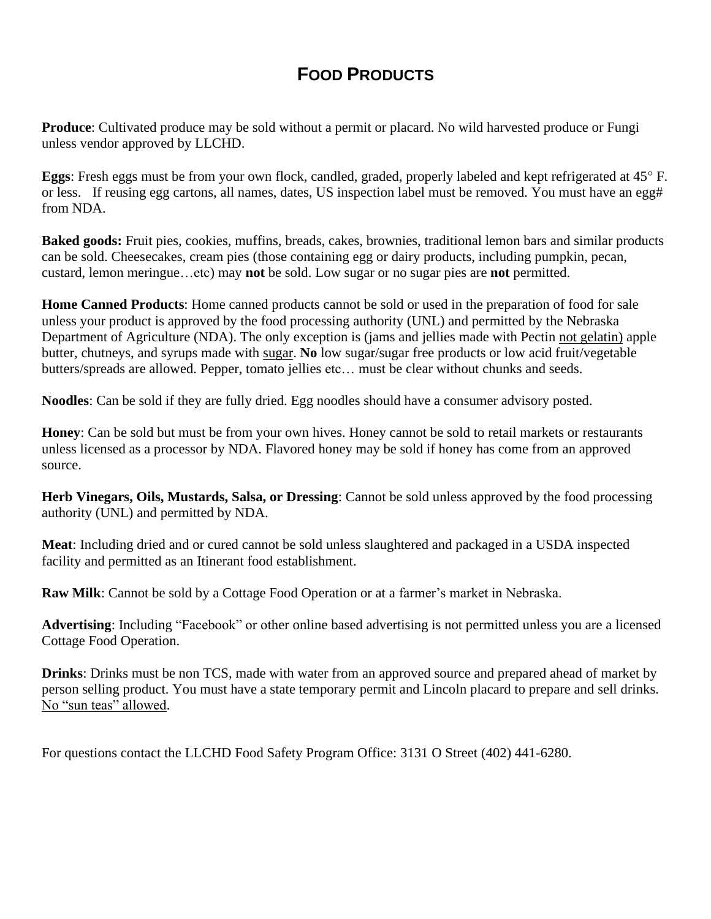# FOOD PRODUCTS

**Produce**: Cultivated produce may be sold without a permit or placard. No wild harvested produce or Fungi unless vendor approved by LLCHD.

**Eggs**: Fresh eggs must be from your own flock, candled, graded, properly labeled and kept refrigerated at 45° F. or less. If reusing egg cartons, all names, dates, US inspection label must be removed. You must have an egg# from NDA.

**Baked goods:** Fruit pies, cookies, muffins, breads, cakes, brownies, traditional lemon bars and similar products can be sold. Cheesecakes, cream pies (those containing egg or dairy products, including pumpkin, pecan, custard, lemon meringue…etc) may **not** be sold. Low sugar or no sugar pies are **not** permitted.

**Home Canned Products**: Home canned products cannot be sold or used in the preparation of food for sale unless your product is approved by the food processing authority (UNL) and permitted by the Nebraska Department of Agriculture (NDA). The only exception is (jams and jellies made with Pectin not gelatin) apple butter, chutneys, and syrups made with sugar. **No** low sugar/sugar free products or low acid fruit/vegetable butters/spreads are allowed. Pepper, tomato jellies etc… must be clear without chunks and seeds.

**Noodles**: Can be sold if they are fully dried. Egg noodles should have a consumer advisory posted.

**Honey**: Can be sold but must be from your own hives. Honey cannot be sold to retail markets or restaurants unless licensed as a processor by NDA. Flavored honey may be sold if honey has come from an approved source.

**Herb Vinegars, Oils, Mustards, Salsa, or Dressing**: Cannot be sold unless approved by the food processing authority (UNL) and permitted by NDA.

**Meat**: Including dried and or cured cannot be sold unless slaughtered and packaged in a USDA inspected facility and permitted as an Itinerant food establishment.

**Raw Milk**: Cannot be sold by a Cottage Food Operation or at a farmer's market in Nebraska.

**Advertising**: Including "Facebook" or other online based advertising is not permitted unless you are a licensed Cottage Food Operation.

**Drinks**: Drinks must be non TCS, made with water from an approved source and prepared ahead of market by person selling product. You must have a state temporary permit and Lincoln placard to prepare and sell drinks. No "sun teas" allowed.

For questions contact the LLCHD Food Safety Program Office: 3131 O Street (402) 441-6280.